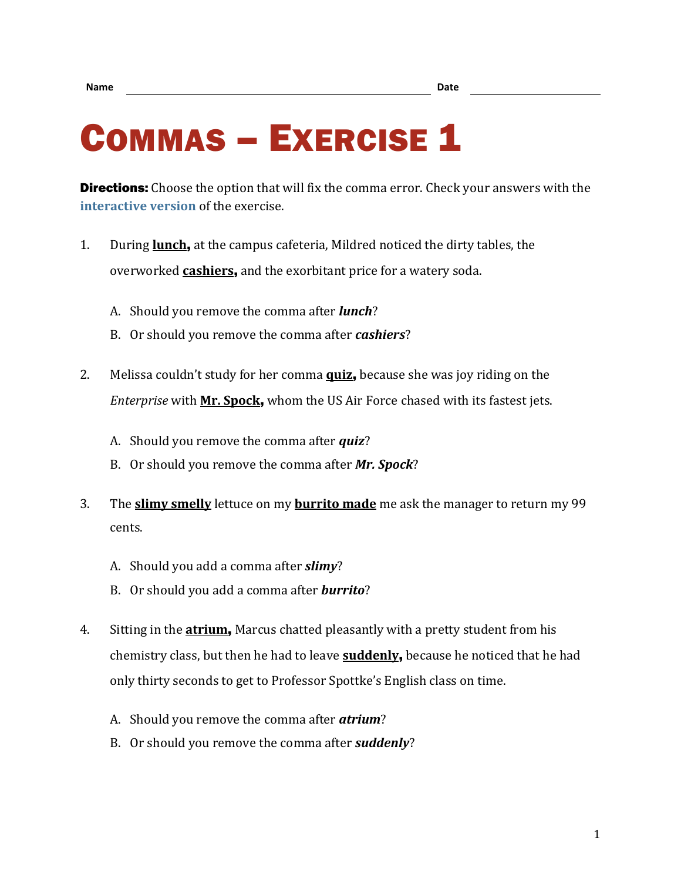Name ______________________ Date ____________

# COMMAS – EXERCISE 1

**Directions:** Choose the option that will fix the comma error. Check your answers with the interactive version of the exercise.

1. During **lunch,** at the campus cafeteria, Mildred noticed the dirty tables, the overworked **cashiers,** and the exorbitant price for a watery soda.

   A. Should you remove the comma after ***lunch***?
   
   B. Or should you remove the comma after ***cashiers***?

2. Melissa couldn't study for her comma **quiz,** because she was joy riding on the *Enterprise* with **Mr. Spock,** whom the US Air Force chased with its fastest jets.

   A. Should you remove the comma after ***quiz***?
   
   B. Or should you remove the comma after ***Mr. Spock***?

3. The **slimy smelly** lettuce on my **burrito made** me ask the manager to return my 99 cents.

   A. Should you add a comma after ***slimy***?
   
   B. Or should you add a comma after ***burrito***?

4. Sitting in the **atrium,** Marcus chatted pleasantly with a pretty student from his chemistry class, but then he had to leave **suddenly,** because he noticed that he had only thirty seconds to get to Professor Spottke's English class on time.

   A. Should you remove the comma after ***atrium***?
   
   B. Or should you remove the comma after ***suddenly***?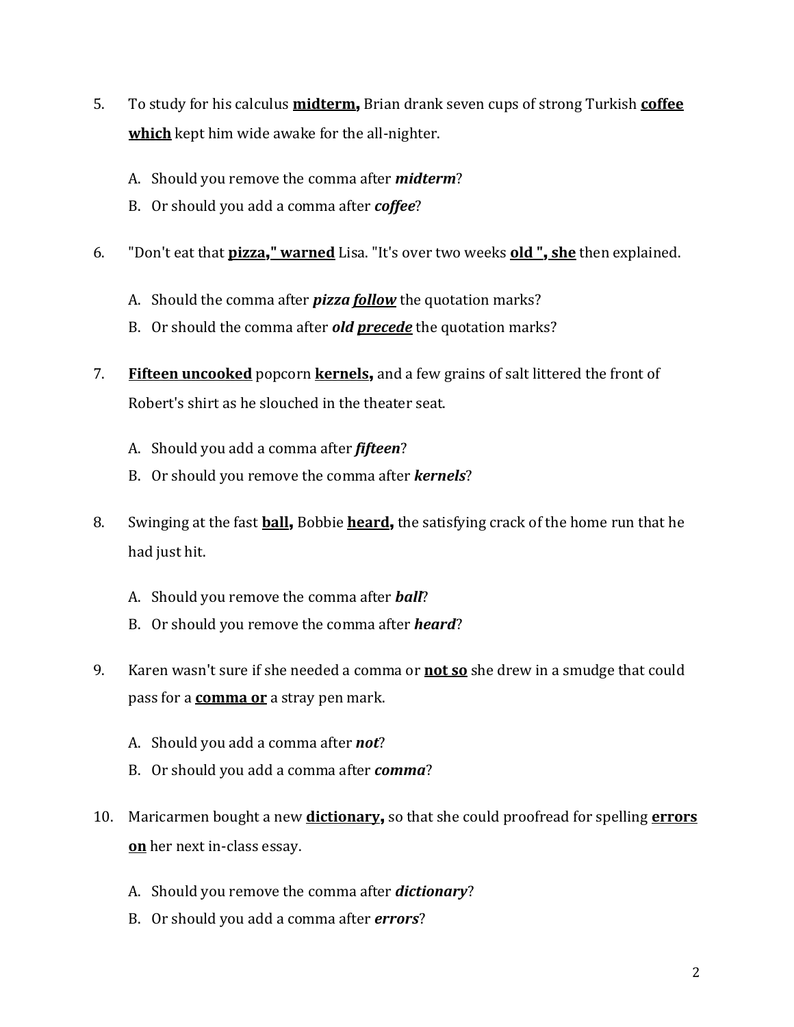5. To study for his calculus **<u>midterm,</u>** Brian drank seven cups of strong Turkish **<u>coffee which</u>** kept him wide awake for the all-nighter.

   A. Should you remove the comma after ***midterm***?
   B. Or should you add a comma after ***coffee***?

6. "Don't eat that **<u>pizza," warned</u>** Lisa. "It's over two weeks **<u>old ", she</u>** then explained.

   A. Should the comma after ***pizza*** ***<u>follow</u>*** the quotation marks?
   B. Or should the comma after ***old*** ***<u>precede</u>*** the quotation marks?

7. **<u>Fifteen uncooked</u>** popcorn **<u>kernels,</u>** and a few grains of salt littered the front of Robert's shirt as he slouched in the theater seat.

   A. Should you add a comma after ***fifteen***?
   B. Or should you remove the comma after ***kernels***?

8. Swinging at the fast **<u>ball,</u>** Bobbie **<u>heard,</u>** the satisfying crack of the home run that he had just hit.

   A. Should you remove the comma after ***ball***?
   B. Or should you remove the comma after ***heard***?

9. Karen wasn't sure if she needed a comma or **<u>not so</u>** she drew in a smudge that could pass for a **<u>comma or</u>** a stray pen mark.

   A. Should you add a comma after ***not***?
   B. Or should you add a comma after ***comma***?

10. Maricarmen bought a new **<u>dictionary,</u>** so that she could proofread for spelling **<u>errors on</u>** her next in-class essay.

    A. Should you remove the comma after ***dictionary***?
    B. Or should you add a comma after ***errors***?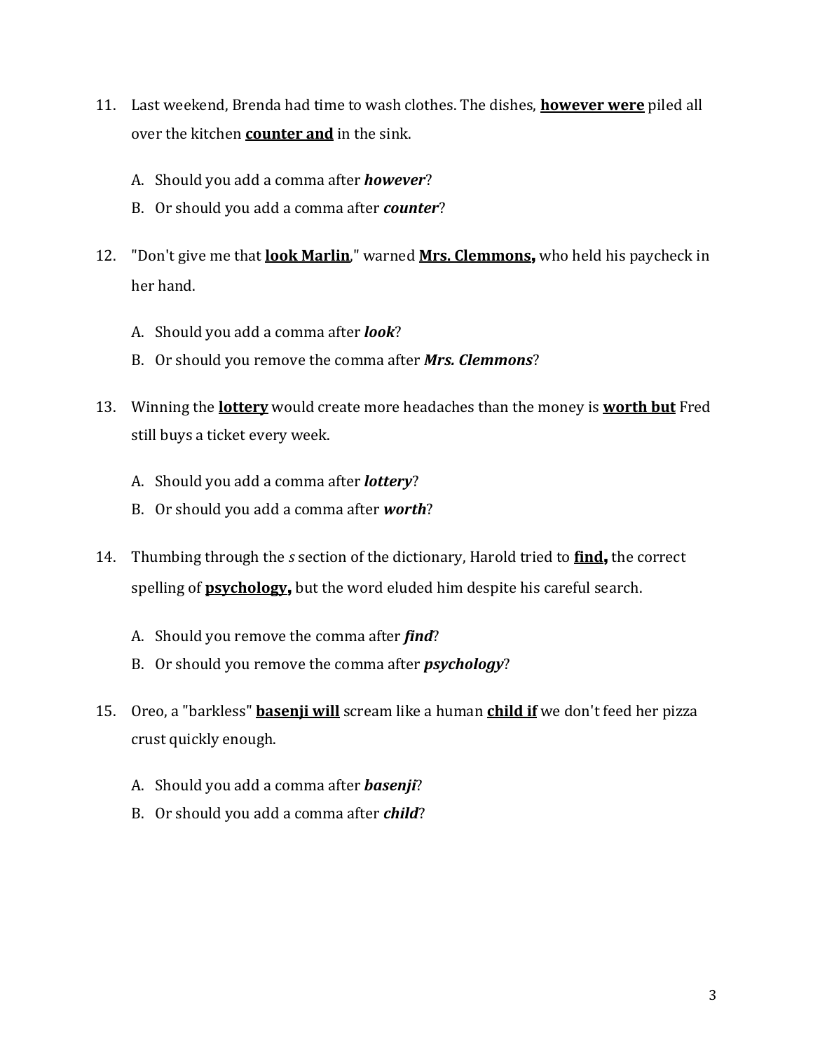11. Last weekend, Brenda had time to wash clothes. The dishes, **<u>however were</u>** piled all over the kitchen **<u>counter and</u>** in the sink.

    A. Should you add a comma after ***however***?
    B. Or should you add a comma after ***counter***?

12. "Don't give me that **<u>look Marlin</u>**," warned **<u>Mrs. Clemmons</u>,** who held his paycheck in her hand.

    A. Should you add a comma after ***look***?
    B. Or should you remove the comma after ***Mrs. Clemmons***?

13. Winning the **<u>lottery</u>** would create more headaches than the money is **<u>worth but</u>** Fred still buys a ticket every week.

    A. Should you add a comma after ***lottery***?
    B. Or should you add a comma after ***worth***?

14. Thumbing through the *s* section of the dictionary, Harold tried to **<u>find</u>,** the correct spelling of **<u>psychology</u>,** but the word eluded him despite his careful search.

    A. Should you remove the comma after ***find***?
    B. Or should you remove the comma after ***psychology***?

15. Oreo, a "barkless" **<u>basenji will</u>** scream like a human **<u>child if</u>** we don't feed her pizza crust quickly enough.

    A. Should you add a comma after ***basenji***?
    B. Or should you add a comma after ***child***?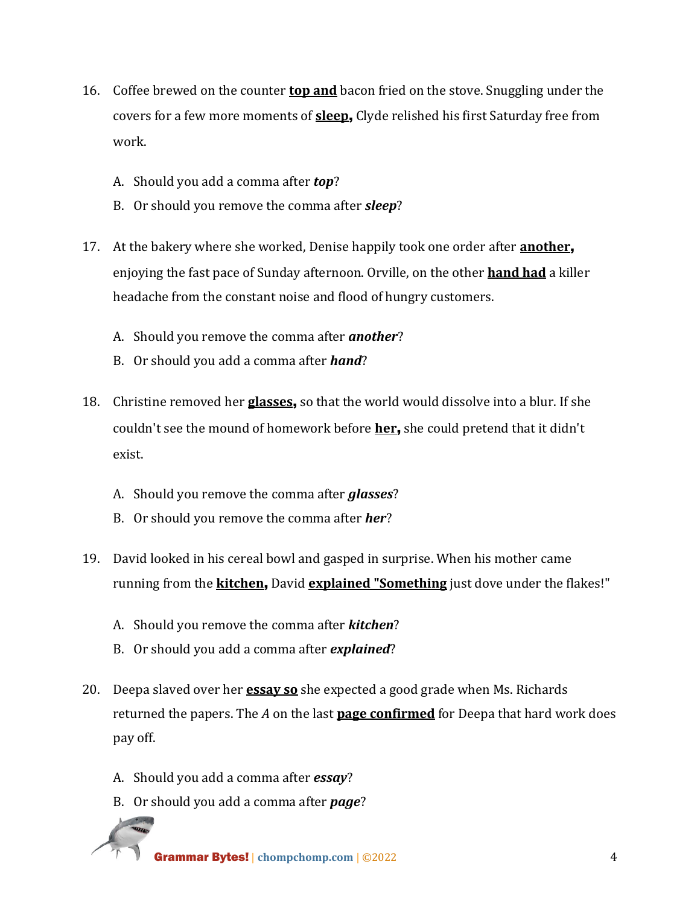16. Coffee brewed on the counter **<u>top and</u>** bacon fried on the stove. Snuggling under the covers for a few more moments of **<u>sleep,</u>** Clyde relished his first Saturday free from work.

    A. Should you add a comma after ***top***?
    B. Or should you remove the comma after ***sleep***?

17. At the bakery where she worked, Denise happily took one order after **<u>another,</u>** enjoying the fast pace of Sunday afternoon. Orville, on the other **<u>hand had</u>** a killer headache from the constant noise and flood of hungry customers.

    A. Should you remove the comma after ***another***?
    B. Or should you add a comma after ***hand***?

18. Christine removed her **<u>glasses,</u>** so that the world would dissolve into a blur. If she couldn't see the mound of homework before **<u>her,</u>** she could pretend that it didn't exist.

    A. Should you remove the comma after ***glasses***?
    B. Or should you remove the comma after ***her***?

19. David looked in his cereal bowl and gasped in surprise. When his mother came running from the **<u>kitchen,</u>** David **<u>explained "Something</u>** just dove under the flakes!"

    A. Should you remove the comma after ***kitchen***?
    B. Or should you add a comma after ***explained***?

20. Deepa slaved over her **<u>essay so</u>** she expected a good grade when Ms. Richards returned the papers. The *A* on the last **<u>page confirmed</u>** for Deepa that hard work does pay off.

    A. Should you add a comma after ***essay***?
    B. Or should you add a comma after ***page***?

Grammar Bytes! | chompchomp.com | ©2022